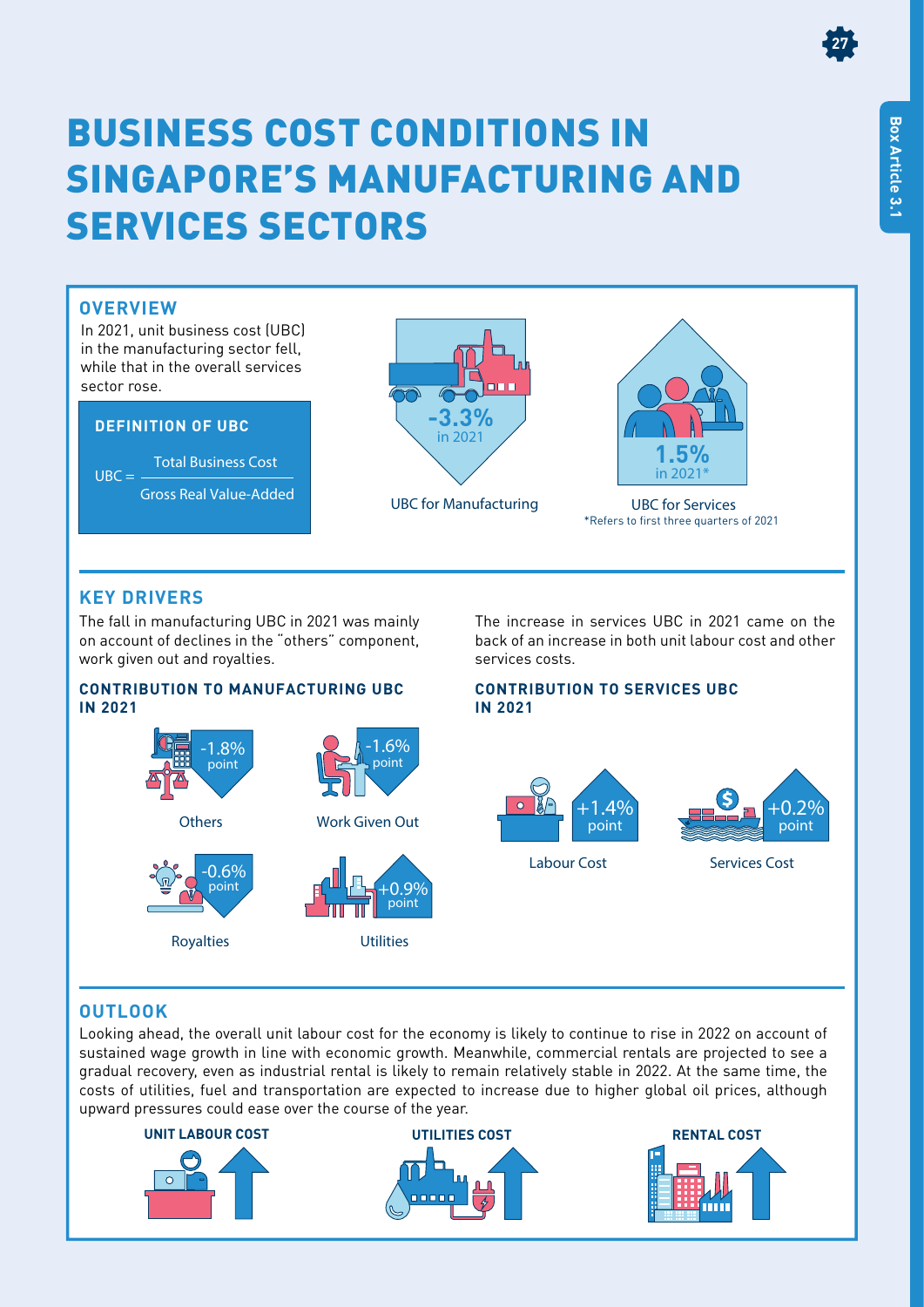# BUSINESS COST CONDITIONS IN SINGAPORE'S MANUFACTURING AND SERVICES SECTORS

## OVERVIEW

In 2021, unit business cost (UBC) in the manufacturing sector fell, while that in the overall services sector rose.

**DEFINITION OF UBC**

$$UBC = \frac{\text{Total Business Cost}}{\text{Gross Real Value-Added}}$$

-3.3% in 2021

UBC for Manufacturing

1.5% in 2021*

UBC for Services

*Refers to first three quarters of 2021

## KEY DRIVERS

The fall in manufacturing UBC in 2021 was mainly on account of declines in the "others" component, work given out and royalties.

**CONTRIBUTION TO MANUFACTURING UBC IN 2021**

- Others: -1.8% point
- Work Given Out: -1.6% point
- Royalties: -0.6% point
- Utilities: +0.9% point

The increase in services UBC in 2021 came on the back of an increase in both unit labour cost and other services costs.

**CONTRIBUTION TO SERVICES UBC IN 2021**

- Labour Cost: +1.4% point
- Services Cost: +0.2% point

## OUTLOOK

Looking ahead, the overall unit labour cost for the economy is likely to continue to rise in 2022 on account of sustained wage growth in line with economic growth. Meanwhile, commercial rentals are projected to see a gradual recovery, even as industrial rental is likely to remain relatively stable in 2022. At the same time, the costs of utilities, fuel and transportation are expected to increase due to higher global oil prices, although upward pressures could ease over the course of the year.

**UNIT LABOUR COST** **UTILITIES COST** **RENTAL COST**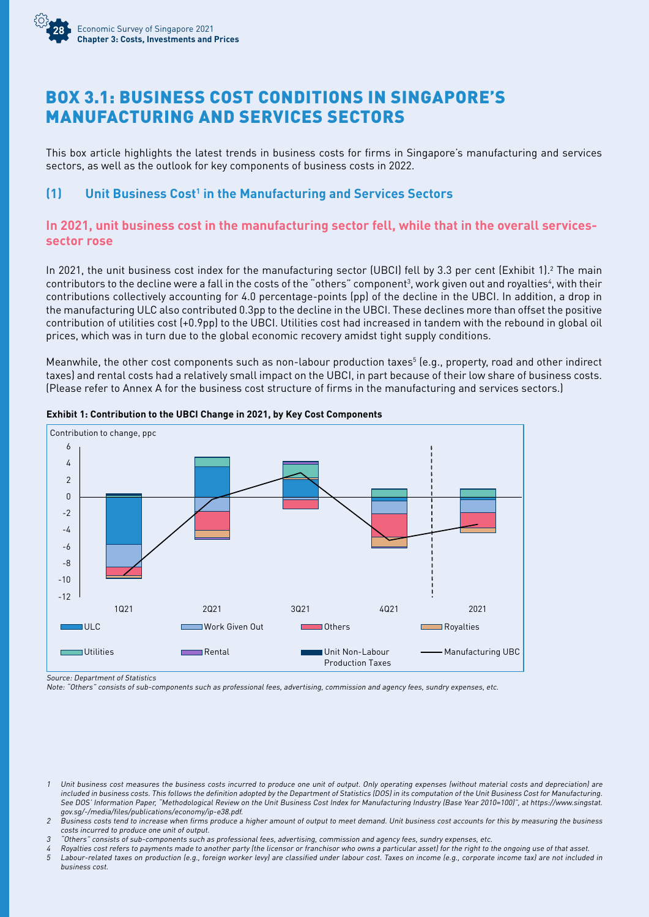# BOX 3.1: BUSINESS COST CONDITIONS IN SINGAPORE'S MANUFACTURING AND SERVICES SECTORS

This box article highlights the latest trends in business costs for firms in Singapore's manufacturing and services sectors, as well as the outlook for key components of business costs in 2022.

## (1) Unit Business Cost[1] in the Manufacturing and Services Sectors

### In 2021, unit business cost in the manufacturing sector fell, while that in the overall services-sector rose

In 2021, the unit business cost index for the manufacturing sector (UBCI) fell by 3.3 per cent (Exhibit 1).[2] The main contributors to the decline were a fall in the costs of the "others" component[3], work given out and royalties[4], with their contributions collectively accounting for 4.0 percentage-points (pp) of the decline in the UBCI. In addition, a drop in the manufacturing ULC also contributed 0.3pp to the decline in the UBCI. These declines more than offset the positive contribution of utilities cost (+0.9pp) to the UBCI. Utilities cost had increased in tandem with the rebound in global oil prices, which was in turn due to the global economic recovery amidst tight supply conditions.

Meanwhile, the other cost components such as non-labour production taxes[5] (e.g., property, road and other indirect taxes) and rental costs had a relatively small impact on the UBCI, in part because of their low share of business costs. (Please refer to Annex A for the business cost structure of firms in the manufacturing and services sectors.)

**Exhibit 1: Contribution to the UBCI Change in 2021, by Key Cost Components**

Contribution to change, ppc

Legend: ULC; Work Given Out; Others; Royalties; Utilities; Rental; Unit Non-Labour Production Taxes; Manufacturing UBC

Categories: 1Q21, 2Q21, 3Q21, 4Q21, 2021

*Source: Department of Statistics*

*Note: "Others" consists of sub-components such as professional fees, advertising, commission and agency fees, sundry expenses, etc.*

---

*1 Unit business cost measures the business costs incurred to produce one unit of output. Only operating expenses (without material costs and depreciation) are included in business costs. This follows the definition adopted by the Department of Statistics (DOS) in its computation of the Unit Business Cost for Manufacturing. See DOS' Information Paper, "Methodological Review on the Unit Business Cost Index for Manufacturing Industry (Base Year 2010=100)", at https://www.singstat.gov.sg/-/media/files/publications/economy/ip-e38.pdf.*

*2 Business costs tend to increase when firms produce a higher amount of output to meet demand. Unit business cost accounts for this by measuring the business costs incurred to produce one unit of output.*

*3 "Others" consists of sub-components such as professional fees, advertising, commission and agency fees, sundry expenses, etc.*

*4 Royalties cost refers to payments made to another party (the licensor or franchisor who owns a particular asset) for the right to the ongoing use of that asset.*

*5 Labour-related taxes on production (e.g., foreign worker levy) are classified under labour cost. Taxes on income (e.g., corporate income tax) are not included in business cost.*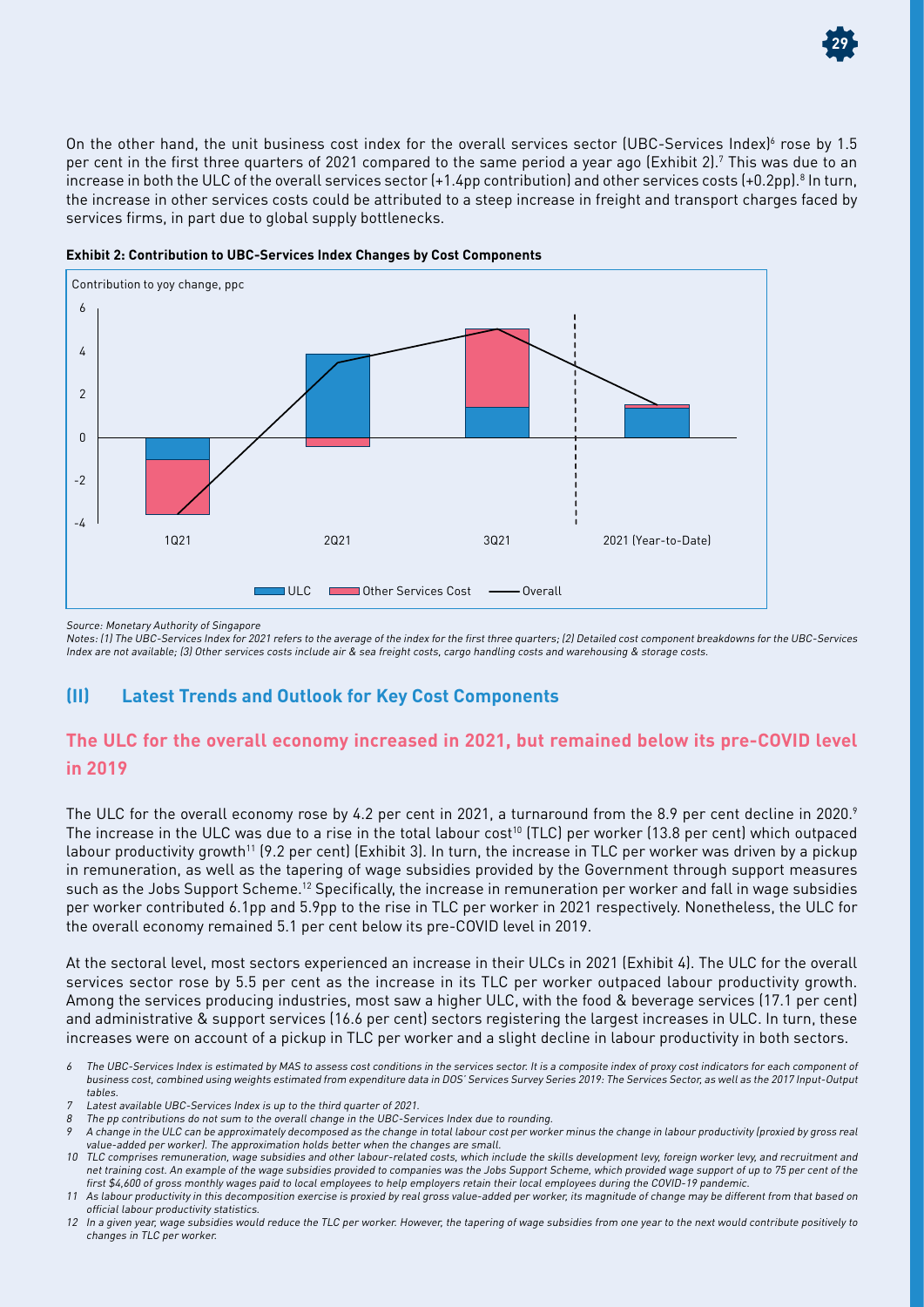On the other hand, the unit business cost index for the overall services sector (UBC-Services Index)[6] rose by 1.5 per cent in the first three quarters of 2021 compared to the same period a year ago (Exhibit 2).[7] This was due to an increase in both the ULC of the overall services sector (+1.4pp contribution) and other services costs (+0.2pp).[8] In turn, the increase in other services costs could be attributed to a steep increase in freight and transport charges faced by services firms, in part due to global supply bottlenecks.

**Exhibit 2: Contribution to UBC-Services Index Changes by Cost Components**

*Source: Monetary Authority of Singapore*

*Notes: (1) The UBC-Services Index for 2021 refers to the average of the index for the first three quarters; (2) Detailed cost component breakdowns for the UBC-Services Index are not available; (3) Other services costs include air & sea freight costs, cargo handling costs and warehousing & storage costs.*

## (II) Latest Trends and Outlook for Key Cost Components

### The ULC for the overall economy increased in 2021, but remained below its pre-COVID level in 2019

The ULC for the overall economy rose by 4.2 per cent in 2021, a turnaround from the 8.9 per cent decline in 2020.[9] The increase in the ULC was due to a rise in the total labour cost[10] (TLC) per worker (13.8 per cent) which outpaced labour productivity growth[11] (9.2 per cent) (Exhibit 3). In turn, the increase in TLC per worker was driven by a pickup in remuneration, as well as the tapering of wage subsidies provided by the Government through support measures such as the Jobs Support Scheme.[12] Specifically, the increase in remuneration per worker and fall in wage subsidies per worker contributed 6.1pp and 5.9pp to the rise in TLC per worker in 2021 respectively. Nonetheless, the ULC for the overall economy remained 5.1 per cent below its pre-COVID level in 2019.

At the sectoral level, most sectors experienced an increase in their ULCs in 2021 (Exhibit 4). The ULC for the overall services sector rose by 5.5 per cent as the increase in its TLC per worker outpaced labour productivity growth. Among the services producing industries, most saw a higher ULC, with the food & beverage services (17.1 per cent) and administrative & support services (16.6 per cent) sectors registering the largest increases in ULC. In turn, these increases were on account of a pickup in TLC per worker and a slight decline in labour productivity in both sectors.

*6 The UBC-Services Index is estimated by MAS to assess cost conditions in the services sector. It is a composite index of proxy cost indicators for each component of business cost, combined using weights estimated from expenditure data in DOS' Services Survey Series 2019: The Services Sector, as well as the 2017 Input-Output tables.*

*7 Latest available UBC-Services Index is up to the third quarter of 2021.*

*8 The pp contributions do not sum to the overall change in the UBC-Services Index due to rounding.*

*9 A change in the ULC can be approximately decomposed as the change in total labour cost per worker minus the change in labour productivity (proxied by gross real value-added per worker). The approximation holds better when the changes are small.*

*10 TLC comprises remuneration, wage subsidies and other labour-related costs, which include the skills development levy, foreign worker levy, and recruitment and net training cost. An example of the wage subsidies provided to companies was the Jobs Support Scheme, which provided wage support of up to 75 per cent of the first $4,600 of gross monthly wages paid to local employees to help employers retain their local employees during the COVID-19 pandemic.*

*11 As labour productivity in this decomposition exercise is proxied by real gross value-added per worker, its magnitude of change may be different from that based on official labour productivity statistics.*

*12 In a given year, wage subsidies would reduce the TLC per worker. However, the tapering of wage subsidies from one year to the next would contribute positively to changes in TLC per worker.*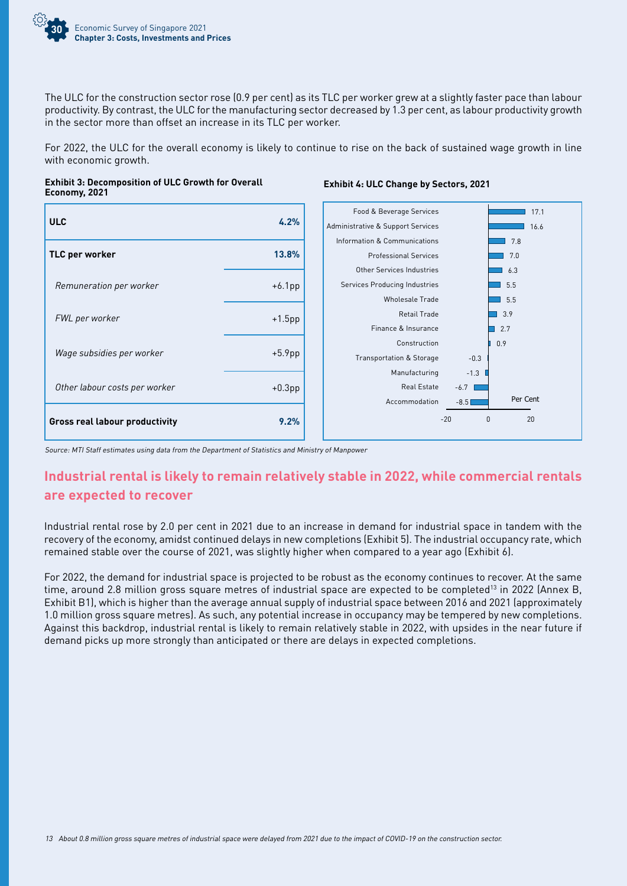The ULC for the construction sector rose (0.9 per cent) as its TLC per worker grew at a slightly faster pace than labour productivity. By contrast, the ULC for the manufacturing sector decreased by 1.3 per cent, as labour productivity growth in the sector more than offset an increase in its TLC per worker.

For 2022, the ULC for the overall economy is likely to continue to rise on the back of sustained wage growth in line with economic growth.

**Exhibit 3: Decomposition of ULC Growth for Overall Economy, 2021**

| | |
|---|---|
| **ULC** | **4.2%** |
| **TLC per worker** | **13.8%** |
| *Remuneration per worker* | +6.1pp |
| *FWL per worker* | +1.5pp |
| *Wage subsidies per worker* | +5.9pp |
| *Other labour costs per worker* | +0.3pp |
| **Gross real labour productivity** | **9.2%** |

**Exhibit 4: ULC Change by Sectors, 2021**

| Sector | Per Cent |
|---|---|
| Food & Beverage Services | 17.1 |
| Administrative & Support Services | 16.6 |
| Information & Communications | 7.8 |
| Professional Services | 7.0 |
| Other Services Industries | 6.3 |
| Services Producing Industries | 5.5 |
| Wholesale Trade | 5.5 |
| Retail Trade | 3.9 |
| Finance & Insurance | 2.7 |
| Construction | 0.9 |
| Transportation & Storage | -0.3 |
| Manufacturing | -1.3 |
| Real Estate | -6.7 |
| Accommodation | -8.5 |

*Source: MTI Staff estimates using data from the Department of Statistics and Ministry of Manpower*

## Industrial rental is likely to remain relatively stable in 2022, while commercial rentals are expected to recover

Industrial rental rose by 2.0 per cent in 2021 due to an increase in demand for industrial space in tandem with the recovery of the economy, amidst continued delays in new completions (Exhibit 5). The industrial occupancy rate, which remained stable over the course of 2021, was slightly higher when compared to a year ago (Exhibit 6).

For 2022, the demand for industrial space is projected to be robust as the economy continues to recover. At the same time, around 2.8 million gross square metres of industrial space are expected to be completed[13] in 2022 (Annex B, Exhibit B1), which is higher than the average annual supply of industrial space between 2016 and 2021 (approximately 1.0 million gross square metres). As such, any potential increase in occupancy may be tempered by new completions. Against this backdrop, industrial rental is likely to remain relatively stable in 2022, with upsides in the near future if demand picks up more strongly than anticipated or there are delays in expected completions.

13 About 0.8 million gross square metres of industrial space were delayed from 2021 due to the impact of COVID-19 on the construction sector.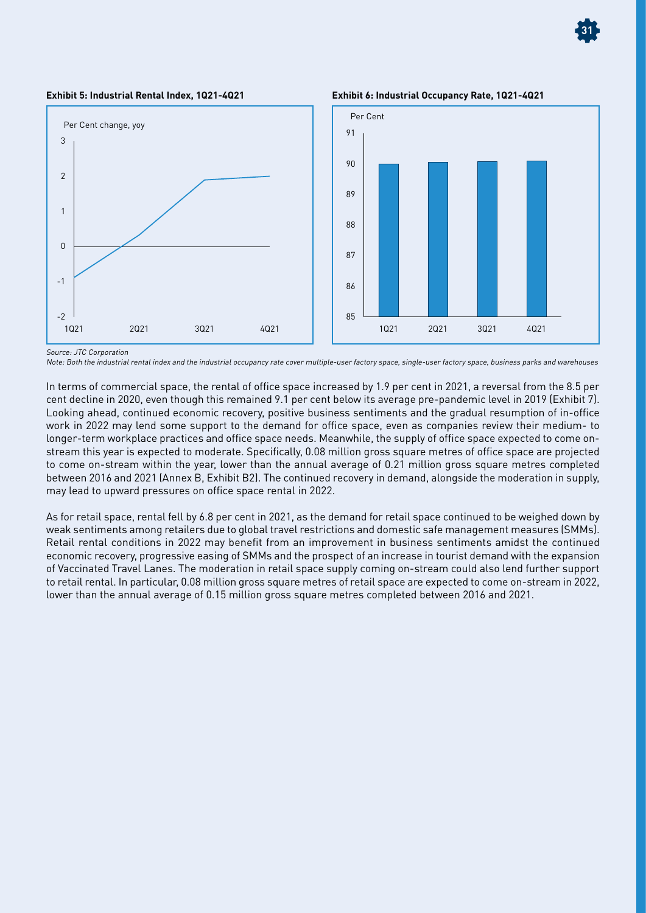**Exhibit 5: Industrial Rental Index, 1Q21-4Q21**

**Exhibit 6: Industrial Occupancy Rate, 1Q21-4Q21**

*Source: JTC Corporation*

*Note: Both the industrial rental index and the industrial occupancy rate cover multiple-user factory space, single-user factory space, business parks and warehouses*

In terms of commercial space, the rental of office space increased by 1.9 per cent in 2021, a reversal from the 8.5 per cent decline in 2020, even though this remained 9.1 per cent below its average pre-pandemic level in 2019 (Exhibit 7). Looking ahead, continued economic recovery, positive business sentiments and the gradual resumption of in-office work in 2022 may lend some support to the demand for office space, even as companies review their medium- to longer-term workplace practices and office space needs. Meanwhile, the supply of office space expected to come on-stream this year is expected to moderate. Specifically, 0.08 million gross square metres of office space are projected to come on-stream within the year, lower than the annual average of 0.21 million gross square metres completed between 2016 and 2021 (Annex B, Exhibit B2). The continued recovery in demand, alongside the moderation in supply, may lead to upward pressures on office space rental in 2022.

As for retail space, rental fell by 6.8 per cent in 2021, as the demand for retail space continued to be weighed down by weak sentiments among retailers due to global travel restrictions and domestic safe management measures (SMMs). Retail rental conditions in 2022 may benefit from an improvement in business sentiments amidst the continued economic recovery, progressive easing of SMMs and the prospect of an increase in tourist demand with the expansion of Vaccinated Travel Lanes. The moderation in retail space supply coming on-stream could also lend further support to retail rental. In particular, 0.08 million gross square metres of retail space are expected to come on-stream in 2022, lower than the annual average of 0.15 million gross square metres completed between 2016 and 2021.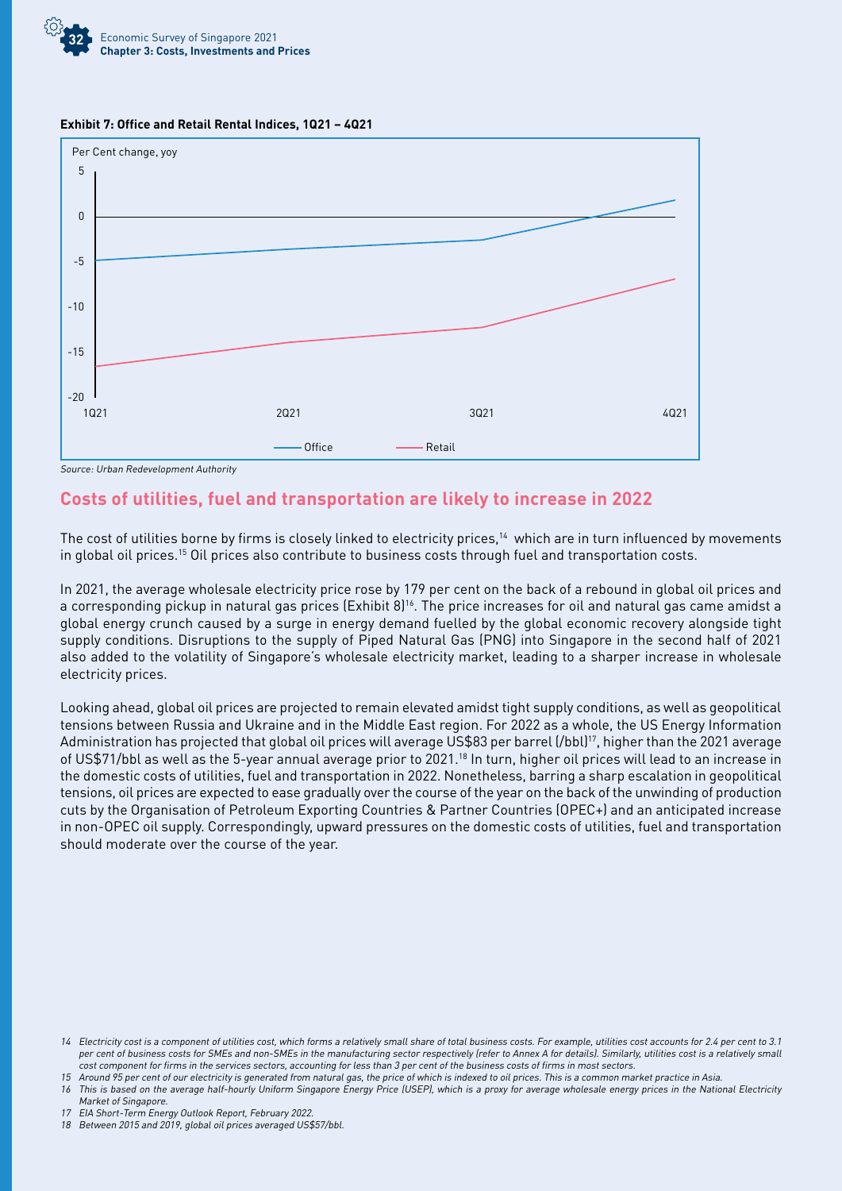**Exhibit 7: Office and Retail Rental Indices, 1Q21 – 4Q21**

Source: Urban Redevelopment Authority

## Costs of utilities, fuel and transportation are likely to increase in 2022

The cost of utilities borne by firms is closely linked to electricity prices,[14] which are in turn influenced by movements in global oil prices.[15] Oil prices also contribute to business costs through fuel and transportation costs.

In 2021, the average wholesale electricity price rose by 179 per cent on the back of a rebound in global oil prices and a corresponding pickup in natural gas prices (Exhibit 8)[16]. The price increases for oil and natural gas came amidst a global energy crunch caused by a surge in energy demand fuelled by the global economic recovery alongside tight supply conditions. Disruptions to the supply of Piped Natural Gas (PNG) into Singapore in the second half of 2021 also added to the volatility of Singapore's wholesale electricity market, leading to a sharper increase in wholesale electricity prices.

Looking ahead, global oil prices are projected to remain elevated amidst tight supply conditions, as well as geopolitical tensions between Russia and Ukraine and in the Middle East region. For 2022 as a whole, the US Energy Information Administration has projected that global oil prices will average US$83 per barrel (/bbl)[17], higher than the 2021 average of US$71/bbl as well as the 5-year annual average prior to 2021.[18] In turn, higher oil prices will lead to an increase in the domestic costs of utilities, fuel and transportation in 2022. Nonetheless, barring a sharp escalation in geopolitical tensions, oil prices are expected to ease gradually over the course of the year on the back of the unwinding of production cuts by the Organisation of Petroleum Exporting Countries & Partner Countries (OPEC+) and an anticipated increase in non-OPEC oil supply. Correspondingly, upward pressures on the domestic costs of utilities, fuel and transportation should moderate over the course of the year.

*14 Electricity cost is a component of utilities cost, which forms a relatively small share of total business costs. For example, utilities cost accounts for 2.4 per cent to 3.1 per cent of business costs for SMEs and non-SMEs in the manufacturing sector respectively (refer to Annex A for details). Similarly, utilities cost is a relatively small cost component for firms in the services sectors, accounting for less than 3 per cent of the business costs of firms in most sectors.*

*15 Around 95 per cent of our electricity is generated from natural gas, the price of which is indexed to oil prices. This is a common market practice in Asia.*

*16 This is based on the average half-hourly Uniform Singapore Energy Price (USEP), which is a proxy for average wholesale energy prices in the National Electricity Market of Singapore.*

*17 EIA Short-Term Energy Outlook Report, February 2022.*

*18 Between 2015 and 2019, global oil prices averaged US$57/bbl.*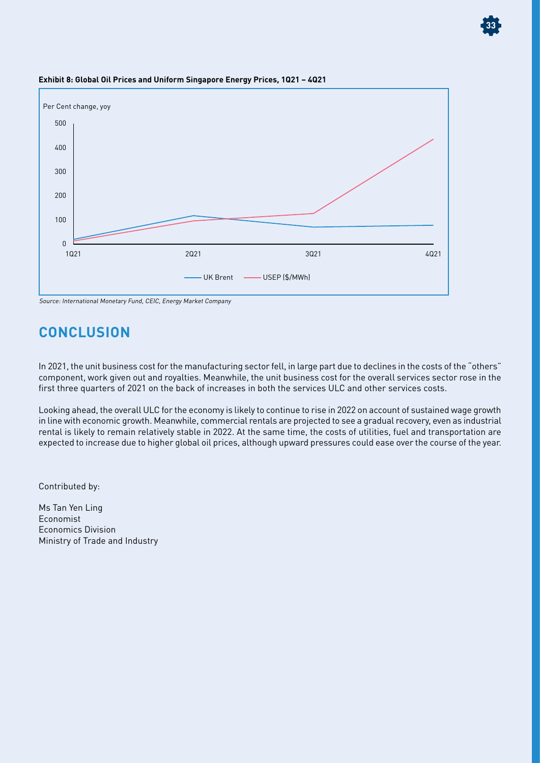**Exhibit 8: Global Oil Prices and Uniform Singapore Energy Prices, 1Q21 – 4Q21**

*Source: International Monetary Fund, CEIC, Energy Market Company*

## CONCLUSION

In 2021, the unit business cost for the manufacturing sector fell, in large part due to declines in the costs of the "others" component, work given out and royalties. Meanwhile, the unit business cost for the overall services sector rose in the first three quarters of 2021 on the back of increases in both the services ULC and other services costs.

Looking ahead, the overall ULC for the economy is likely to continue to rise in 2022 on account of sustained wage growth in line with economic growth. Meanwhile, commercial rentals are projected to see a gradual recovery, even as industrial rental is likely to remain relatively stable in 2022. At the same time, the costs of utilities, fuel and transportation are expected to increase due to higher global oil prices, although upward pressures could ease over the course of the year.

Contributed by:

Ms Tan Yen Ling
Economist
Economics Division
Ministry of Trade and Industry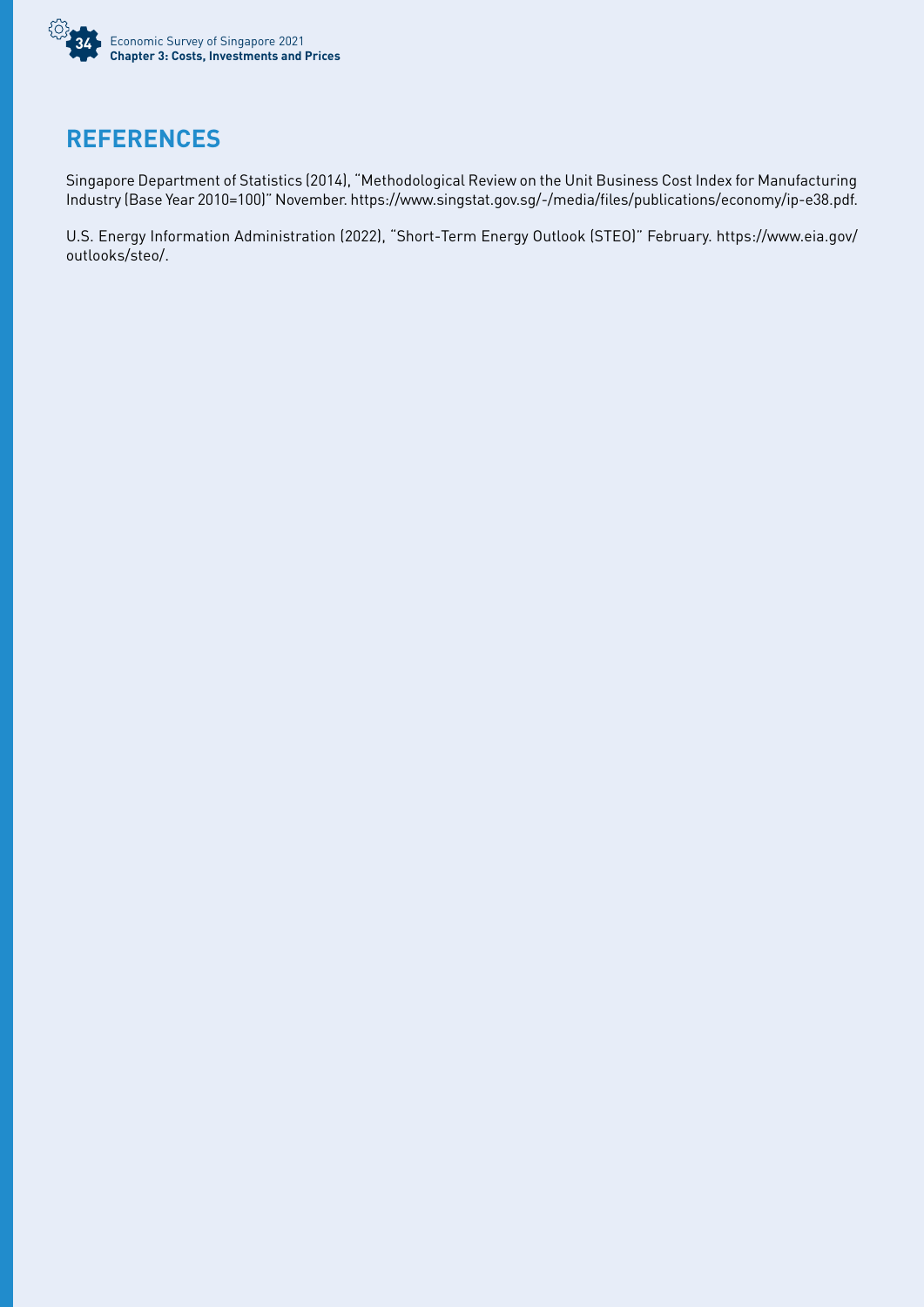## REFERENCES

Singapore Department of Statistics (2014), "Methodological Review on the Unit Business Cost Index for Manufacturing Industry (Base Year 2010=100)" November. https://www.singstat.gov.sg/-/media/files/publications/economy/ip-e38.pdf.

U.S. Energy Information Administration (2022), "Short-Term Energy Outlook (STEO)" February. https://www.eia.gov/outlooks/steo/.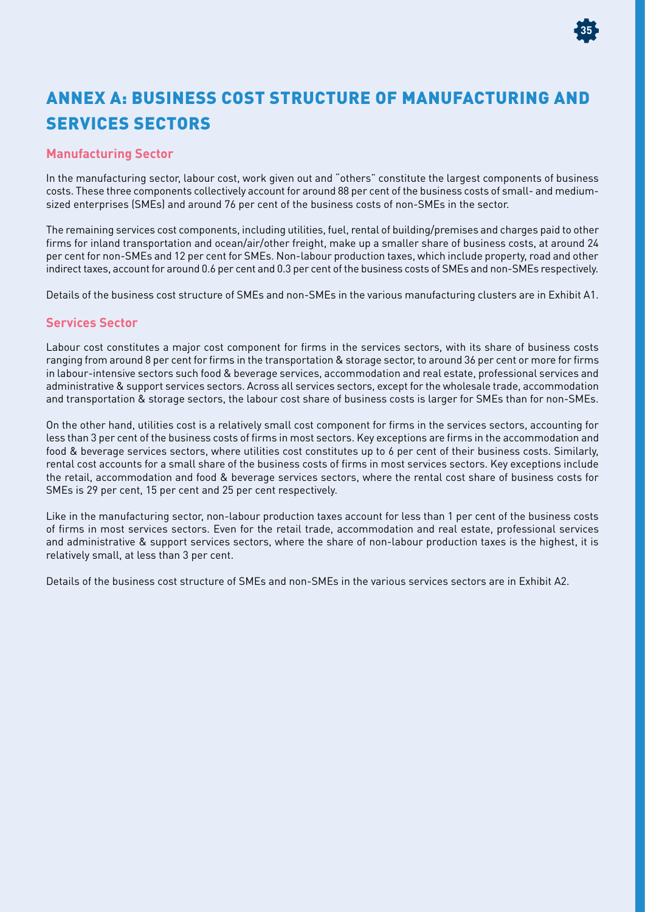# ANNEX A: BUSINESS COST STRUCTURE OF MANUFACTURING AND SERVICES SECTORS

## Manufacturing Sector

In the manufacturing sector, labour cost, work given out and "others" constitute the largest components of business costs. These three components collectively account for around 88 per cent of the business costs of small- and medium-sized enterprises (SMEs) and around 76 per cent of the business costs of non-SMEs in the sector.

The remaining services cost components, including utilities, fuel, rental of building/premises and charges paid to other firms for inland transportation and ocean/air/other freight, make up a smaller share of business costs, at around 24 per cent for non-SMEs and 12 per cent for SMEs. Non-labour production taxes, which include property, road and other indirect taxes, account for around 0.6 per cent and 0.3 per cent of the business costs of SMEs and non-SMEs respectively.

Details of the business cost structure of SMEs and non-SMEs in the various manufacturing clusters are in Exhibit A1.

## Services Sector

Labour cost constitutes a major cost component for firms in the services sectors, with its share of business costs ranging from around 8 per cent for firms in the transportation & storage sector, to around 36 per cent or more for firms in labour-intensive sectors such food & beverage services, accommodation and real estate, professional services and administrative & support services sectors. Across all services sectors, except for the wholesale trade, accommodation and transportation & storage sectors, the labour cost share of business costs is larger for SMEs than for non-SMEs.

On the other hand, utilities cost is a relatively small cost component for firms in the services sectors, accounting for less than 3 per cent of the business costs of firms in most sectors. Key exceptions are firms in the accommodation and food & beverage services sectors, where utilities cost constitutes up to 6 per cent of their business costs. Similarly, rental cost accounts for a small share of the business costs of firms in most services sectors. Key exceptions include the retail, accommodation and food & beverage services sectors, where the rental cost share of business costs for SMEs is 29 per cent, 15 per cent and 25 per cent respectively.

Like in the manufacturing sector, non-labour production taxes account for less than 1 per cent of the business costs of firms in most services sectors. Even for the retail trade, accommodation and real estate, professional services and administrative & support services sectors, where the share of non-labour production taxes is the highest, it is relatively small, at less than 3 per cent.

Details of the business cost structure of SMEs and non-SMEs in the various services sectors are in Exhibit A2.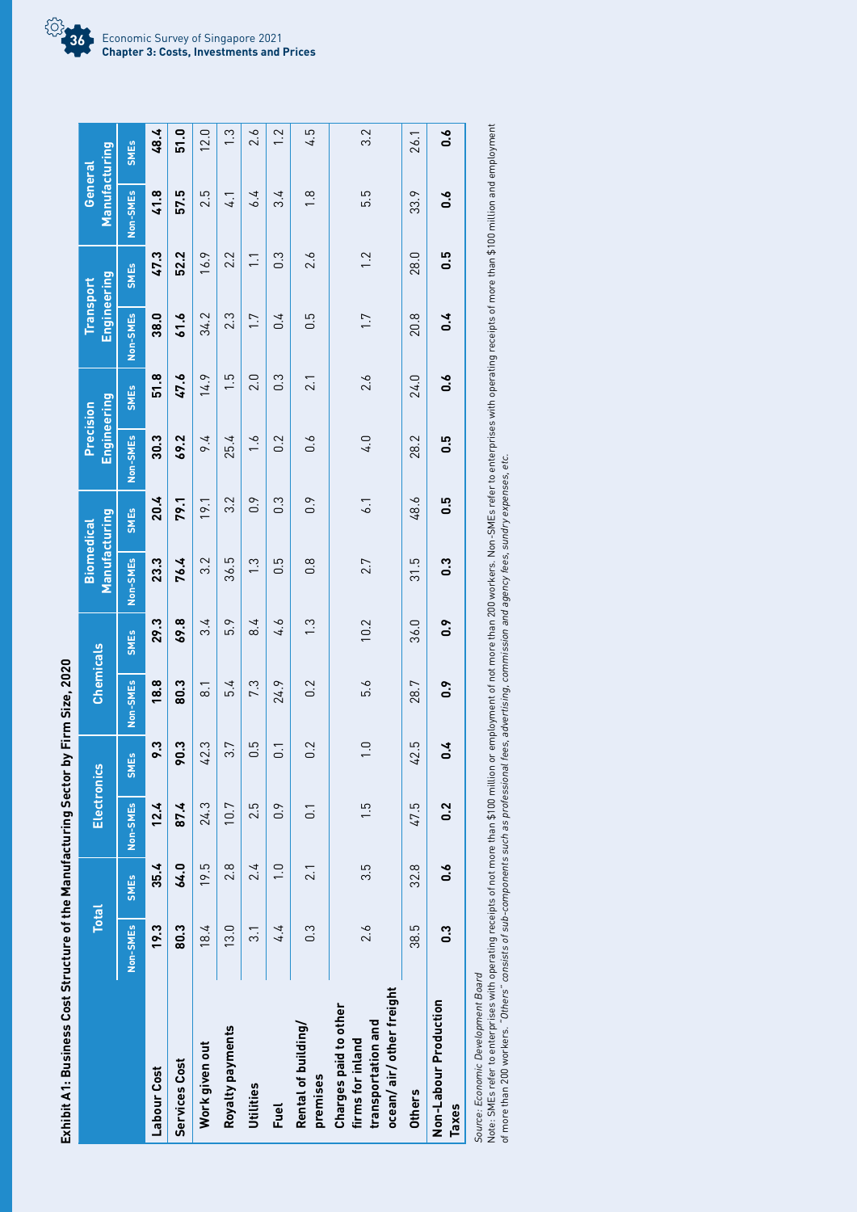**Exhibit A1: Business Cost Structure of the Manufacturing Sector by Firm Size, 2020**

| | Total | | Electronics | | Chemicals | | Biomedical Manufacturing | | Precision Engineering | | Transport Engineering | | General Manufacturing | |
|---|---|---|---|---|---|---|---|---|---|---|---|---|---|---|
| | Non-SMEs | SMEs | Non-SMEs | SMEs | Non-SMEs | SMEs | Non-SMEs | SMEs | Non-SMEs | SMEs | Non-SMEs | SMEs | Non-SMEs | SMEs |
| **Labour Cost** | **19.3** | **35.4** | **12.4** | **9.3** | **18.8** | **29.3** | **23.3** | **20.4** | **30.3** | **51.8** | **38.0** | **47.3** | **41.8** | **48.4** |
| **Services Cost** | **80.3** | **64.0** | **87.4** | **90.3** | **80.3** | **69.8** | **76.4** | **79.1** | **69.2** | **47.6** | **61.6** | **52.2** | **57.5** | **51.0** |
| Work given out | 18.4 | 19.5 | 24.3 | 42.3 | 8.1 | 3.4 | 3.2 | 19.1 | 9.4 | 14.9 | 34.2 | 16.9 | 2.5 | 12.0 |
| Royalty payments | 13.0 | 2.8 | 10.7 | 3.7 | 5.4 | 5.9 | 36.5 | 3.2 | 25.4 | 1.5 | 2.3 | 2.2 | 4.1 | 1.3 |
| Utilities | 3.1 | 2.4 | 2.5 | 0.5 | 7.3 | 8.4 | 1.3 | 0.9 | 1.6 | 2.0 | 1.7 | 1.1 | 6.4 | 2.6 |
| Fuel | 4.4 | 1.0 | 0.9 | 0.1 | 24.9 | 4.6 | 0.5 | 0.3 | 0.2 | 0.3 | 0.4 | 0.3 | 3.4 | 1.2 |
| Rental of building/ premises | 0.3 | 2.1 | 0.1 | 0.2 | 0.2 | 1.3 | 0.8 | 0.9 | 0.6 | 2.1 | 0.5 | 2.6 | 1.8 | 4.5 |
| Charges paid to other firms for inland transportation and ocean/ air/ other freight | 2.6 | 3.5 | 1.5 | 1.0 | 5.6 | 10.2 | 2.7 | 6.1 | 4.0 | 2.6 | 1.7 | 1.2 | 5.5 | 3.2 |
| Others | 38.5 | 32.8 | 47.5 | 42.5 | 28.7 | 36.0 | 31.5 | 48.6 | 28.2 | 24.0 | 20.8 | 28.0 | 33.9 | 26.1 |
| **Non-Labour Production Taxes** | **0.3** | **0.6** | **0.2** | **0.4** | **0.9** | **0.9** | **0.3** | **0.5** | **0.5** | **0.6** | **0.4** | **0.5** | **0.6** | **0.6** |

*Source: Economic Development Board*

Note: SMEs refer to enterprises with operating receipts of not more than $100 million or employment of not more than 200 workers. Non-SMEs refer to enterprises with operating receipts of more than $100 million and employment of more than 200 workers. *"Others" consists of sub-components such as professional fees, advertising, commission and agency fees, sundry expenses, etc.*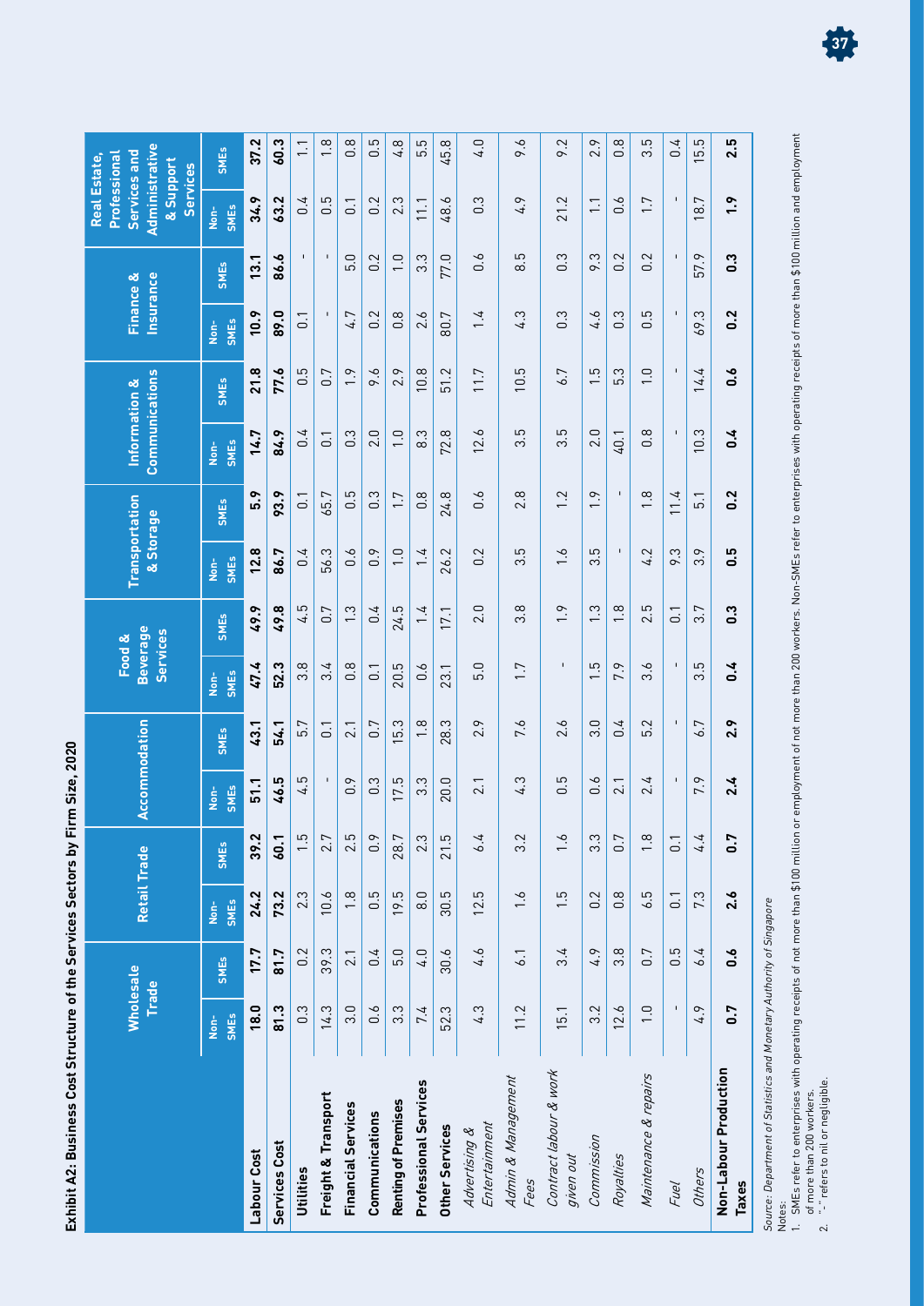**Exhibit A2: Business Cost Structure of the Services Sectors by Firm Size, 2020**

| | Wholesale Trade | | Retail Trade | | Accommodation | | Food & Beverage Services | | Transportation & Storage | | Information & Communications | | Finance & Insurance | | Real Estate, Professional Services and Administrative & Support Services | |
|---|---|---|---|---|---|---|---|---|---|---|---|---|---|---|---|---|
| | Non-SMEs | SMEs | Non-SMEs | SMEs | Non-SMEs | SMEs | Non-SMEs | SMEs | Non-SMEs | SMEs | Non-SMEs | SMEs | Non-SMEs | SMEs | Non-SMEs | SMEs |
| **Labour Cost** | **18.0** | **17.7** | **24.2** | **39.2** | **51.1** | **43.1** | **47.4** | **49.9** | **12.8** | **5.9** | **14.7** | **21.8** | **10.9** | **13.1** | **34.9** | **37.2** |
| **Services Cost** | **81.3** | **81.7** | **73.2** | **60.1** | **46.5** | **54.1** | **52.3** | **49.8** | **86.7** | **93.9** | **84.9** | **77.6** | **89.0** | **86.6** | **63.2** | **60.3** |
| **Utilities** | 0.3 | 0.2 | 2.3 | 1.5 | 4.5 | 5.7 | 3.8 | 4.5 | 0.4 | 0.1 | 0.4 | 0.5 | 0.1 | - | 0.4 | 1.1 |
| **Freight & Transport** | 14.3 | 39.3 | 10.6 | 2.7 | - | 0.1 | 3.4 | 0.7 | 56.3 | 65.7 | 0.1 | 0.7 | - | - | 0.5 | 1.8 |
| **Financial Services** | 3.0 | 2.1 | 1.8 | 2.5 | 0.9 | 2.1 | 0.8 | 1.3 | 0.6 | 0.5 | 0.3 | 1.9 | 4.7 | 5.0 | 0.1 | 0.8 |
| **Communications** | 0.6 | 0.4 | 0.5 | 0.9 | 0.3 | 0.7 | 0.1 | 0.4 | 0.9 | 0.3 | 2.0 | 9.6 | 0.2 | 0.2 | 0.2 | 0.5 |
| **Renting of Premises** | 3.3 | 5.0 | 19.5 | 28.7 | 17.5 | 15.3 | 20.5 | 24.5 | 1.0 | 1.7 | 1.0 | 2.9 | 0.8 | 1.0 | 2.3 | 4.8 |
| **Professional Services** | 7.4 | 4.0 | 8.0 | 2.3 | 3.3 | 1.8 | 0.6 | 1.4 | 1.4 | 0.8 | 8.3 | 10.8 | 2.6 | 3.3 | 11.1 | 5.5 |
| **Other Services** | 52.3 | 30.6 | 30.5 | 21.5 | 20.0 | 28.3 | 23.1 | 17.1 | 26.2 | 24.8 | 72.8 | 51.2 | 80.7 | 77.0 | 48.6 | 45.8 |
| *Advertising & Entertainment* | 4.3 | 4.6 | 12.5 | 6.4 | 2.1 | 2.9 | 5.0 | 2.0 | 0.2 | 0.6 | 12.6 | 11.7 | 1.4 | 0.6 | 0.3 | 4.0 |
| *Admin & Management Fees* | 11.2 | 6.1 | 1.6 | 3.2 | 4.3 | 7.6 | 1.7 | 3.8 | 3.5 | 2.8 | 3.5 | 10.5 | 4.3 | 8.5 | 4.9 | 9.6 |
| *Contract labour & work given out* | 15.1 | 3.4 | 1.5 | 1.6 | 0.5 | 2.6 | - | 1.9 | 1.6 | 1.2 | 3.5 | 6.7 | 0.3 | 0.3 | 21.2 | 9.2 |
| *Commission* | 3.2 | 4.9 | 0.2 | 3.3 | 0.6 | 3.0 | 1.5 | 1.3 | 3.5 | 1.9 | 2.0 | 1.5 | 4.6 | 9.3 | 1.1 | 2.9 |
| *Royalties* | 12.6 | 3.8 | 0.8 | 0.7 | 2.1 | 0.4 | 7.9 | 1.8 | - | - | 40.1 | 5.3 | 0.3 | 0.2 | 0.6 | 0.8 |
| *Maintenance & repairs* | 1.0 | 0.7 | 6.5 | 1.8 | 2.4 | 5.2 | 3.6 | 2.5 | 4.2 | 1.8 | 0.8 | 1.0 | 0.5 | 0.2 | 1.7 | 3.5 |
| *Fuel* | - | 0.5 | 0.1 | 0.1 | - | - | - | 0.1 | 9.3 | 11.4 | - | - | - | - | - | 0.4 |
| *Others* | 4.9 | 6.4 | 7.3 | 4.4 | 7.9 | 6.7 | 3.5 | 3.7 | 3.9 | 5.1 | 10.3 | 14.4 | 69.3 | 57.9 | 18.7 | 15.5 |
| **Non-Labour Production Taxes** | **0.7** | **0.6** | **2.6** | **0.7** | **2.4** | **2.9** | **0.4** | **0.3** | **0.5** | **0.2** | **0.4** | **0.6** | **0.2** | **0.3** | **1.9** | **2.5** |

*Source: Department of Statistics and Monetary Authority of Singapore*

Notes:
1. SMEs refer to enterprises with operating receipts of not more than $100 million or employment of not more than 200 workers. Non-SMEs refer to enterprises with operating receipts of more than $100 million and employment of more than 200 workers.
2. "-" refers to nil or negligible.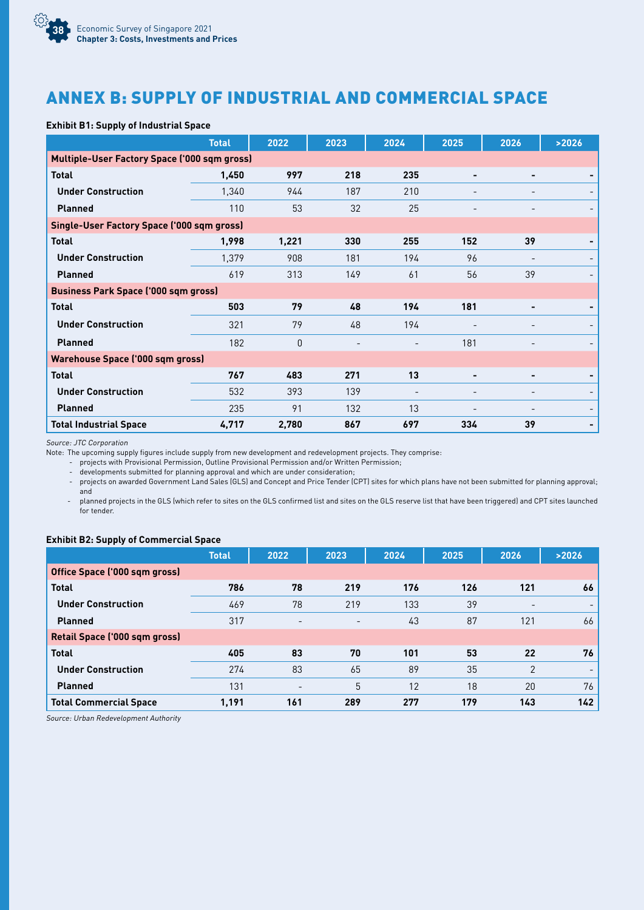# ANNEX B: SUPPLY OF INDUSTRIAL AND COMMERCIAL SPACE

**Exhibit B1: Supply of Industrial Space**

| | Total | 2022 | 2023 | 2024 | 2025 | 2026 | >2026 |
|---|---|---|---|---|---|---|---|
| **Multiple-User Factory Space ('000 sqm gross)** | | | | | | | |
| **Total** | **1,450** | **997** | **218** | **235** | **-** | **-** | **-** |
| **Under Construction** | 1,340 | 944 | 187 | 210 | - | - | - |
| **Planned** | 110 | 53 | 32 | 25 | - | - | - |
| **Single-User Factory Space ('000 sqm gross)** | | | | | | | |
| **Total** | **1,998** | **1,221** | **330** | **255** | **152** | **39** | **-** |
| **Under Construction** | 1,379 | 908 | 181 | 194 | 96 | - | - |
| **Planned** | 619 | 313 | 149 | 61 | 56 | 39 | - |
| **Business Park Space ('000 sqm gross)** | | | | | | | |
| **Total** | **503** | **79** | **48** | **194** | **181** | **-** | **-** |
| **Under Construction** | 321 | 79 | 48 | 194 | - | - | - |
| **Planned** | 182 | 0 | - | - | 181 | - | - |
| **Warehouse Space ('000 sqm gross)** | | | | | | | |
| **Total** | **767** | **483** | **271** | **13** | **-** | **-** | **-** |
| **Under Construction** | 532 | 393 | 139 | - | - | - | - |
| **Planned** | 235 | 91 | 132 | 13 | - | - | - |
| **Total Industrial Space** | **4,717** | **2,780** | **867** | **697** | **334** | **39** | **-** |

*Source: JTC Corporation*

Note: The upcoming supply figures include supply from new development and redevelopment projects. They comprise:

- projects with Provisional Permission, Outline Provisional Permission and/or Written Permission;
- developments submitted for planning approval and which are under consideration;
- projects on awarded Government Land Sales (GLS) and Concept and Price Tender (CPT) sites for which plans have not been submitted for planning approval; and
- planned projects in the GLS (which refer to sites on the GLS confirmed list and sites on the GLS reserve list that have been triggered) and CPT sites launched for tender.

**Exhibit B2: Supply of Commercial Space**

| | Total | 2022 | 2023 | 2024 | 2025 | 2026 | >2026 |
|---|---|---|---|---|---|---|---|
| **Office Space ('000 sqm gross)** | | | | | | | |
| **Total** | **786** | **78** | **219** | **176** | **126** | **121** | **66** |
| **Under Construction** | 469 | 78 | 219 | 133 | 39 | - | - |
| **Planned** | 317 | - | - | 43 | 87 | 121 | 66 |
| **Retail Space ('000 sqm gross)** | | | | | | | |
| **Total** | **405** | **83** | **70** | **101** | **53** | **22** | **76** |
| **Under Construction** | 274 | 83 | 65 | 89 | 35 | 2 | - |
| **Planned** | 131 | - | 5 | 12 | 18 | 20 | 76 |
| **Total Commercial Space** | **1,191** | **161** | **289** | **277** | **179** | **143** | **142** |

*Source: Urban Redevelopment Authority*